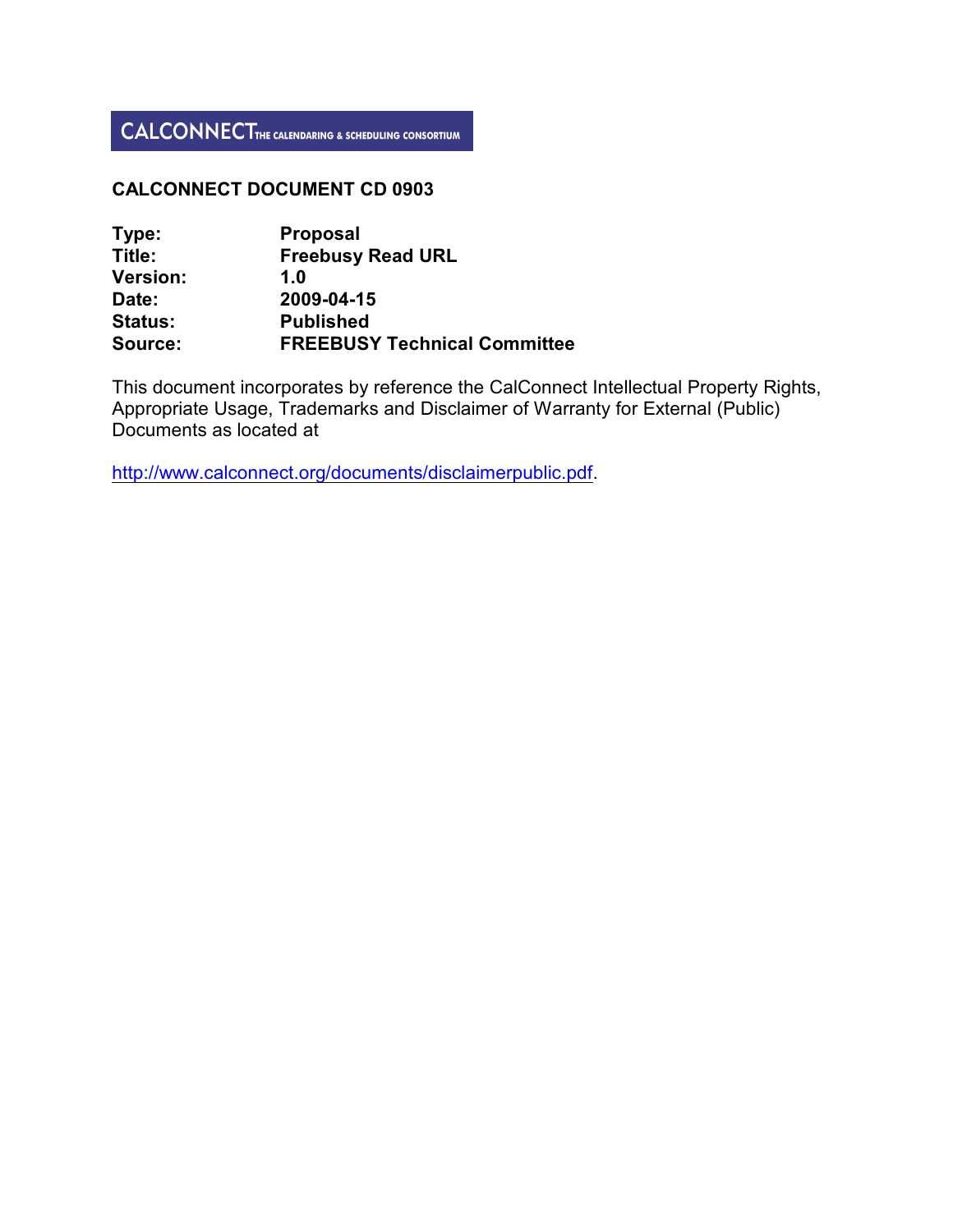CALCONNECT THE CALENDARING & SCHEDULING CONSORTIUM

**CALCONNECT DOCUMENT CD 0903**

| | |
|---|---|
| **Type:** | **Proposal** |
| **Title:** | **Freebusy Read URL** |
| **Version:** | **1.0** |
| **Date:** | **2009-04-15** |
| **Status:** | **Published** |
| **Source:** | **FREEBUSY Technical Committee** |

This document incorporates by reference the CalConnect Intellectual Property Rights, Appropriate Usage, Trademarks and Disclaimer of Warranty for External (Public) Documents as located at

http://www.calconnect.org/documents/disclaimerpublic.pdf.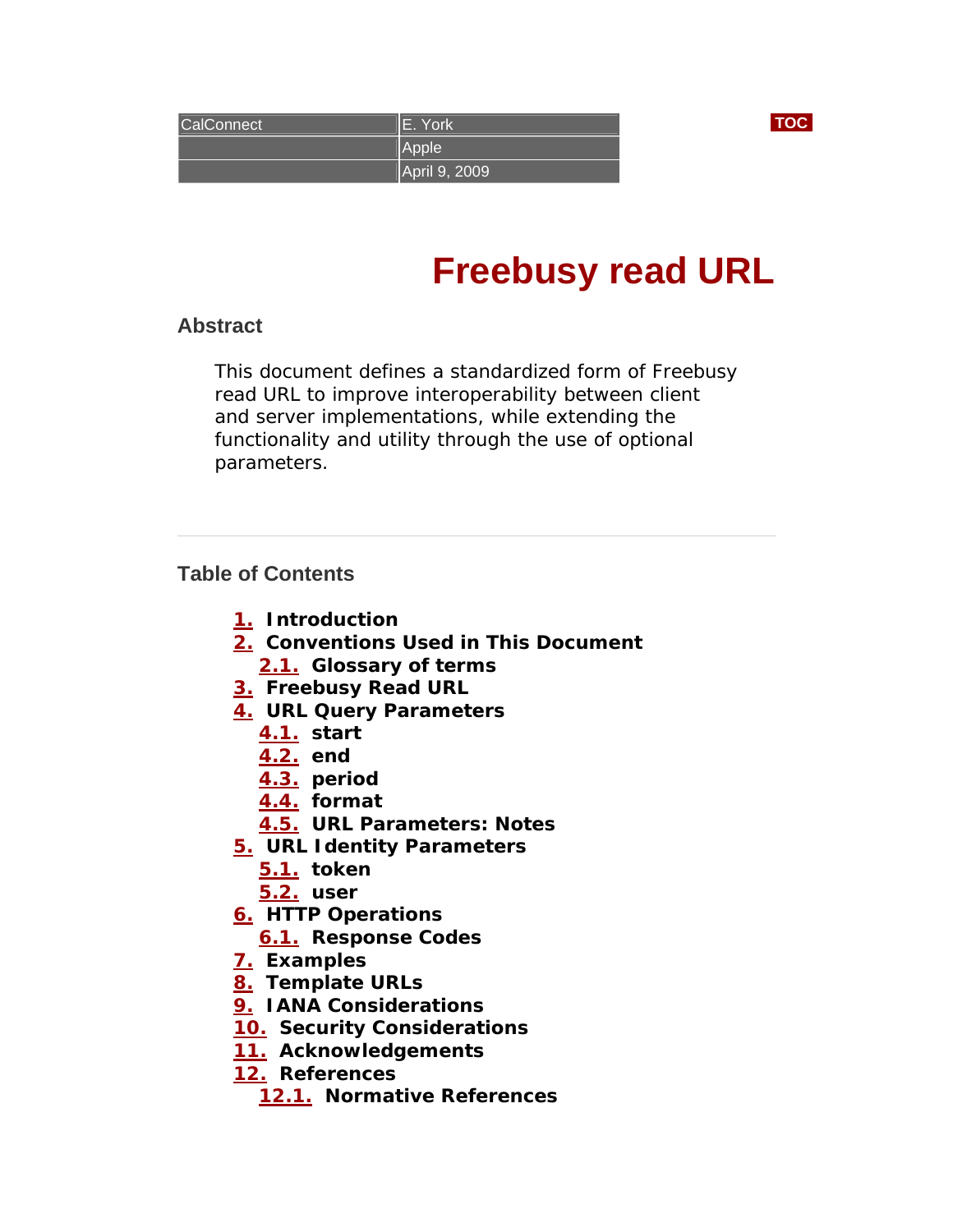| CalConnect | E. York |
| --- | --- |
| | Apple |
| | April 9, 2009 |

# Freebusy read URL

## Abstract

This document defines a standardized form of Freebusy read URL to improve interoperability between client and server implementations, while extending the functionality and utility through the use of optional parameters.

---

## Table of Contents

- **1.** Introduction
- **2.** Conventions Used in This Document
  - **2.1.** Glossary of terms
- **3.** Freebusy Read URL
- **4.** URL Query Parameters
  - **4.1.** start
  - **4.2.** end
  - **4.3.** period
  - **4.4.** format
  - **4.5.** URL Parameters: Notes
- **5.** URL Identity Parameters
  - **5.1.** token
  - **5.2.** user
- **6.** HTTP Operations
  - **6.1.** Response Codes
- **7.** Examples
- **8.** Template URLs
- **9.** IANA Considerations
- **10.** Security Considerations
- **11.** Acknowledgements
- **12.** References
  - **12.1.** Normative References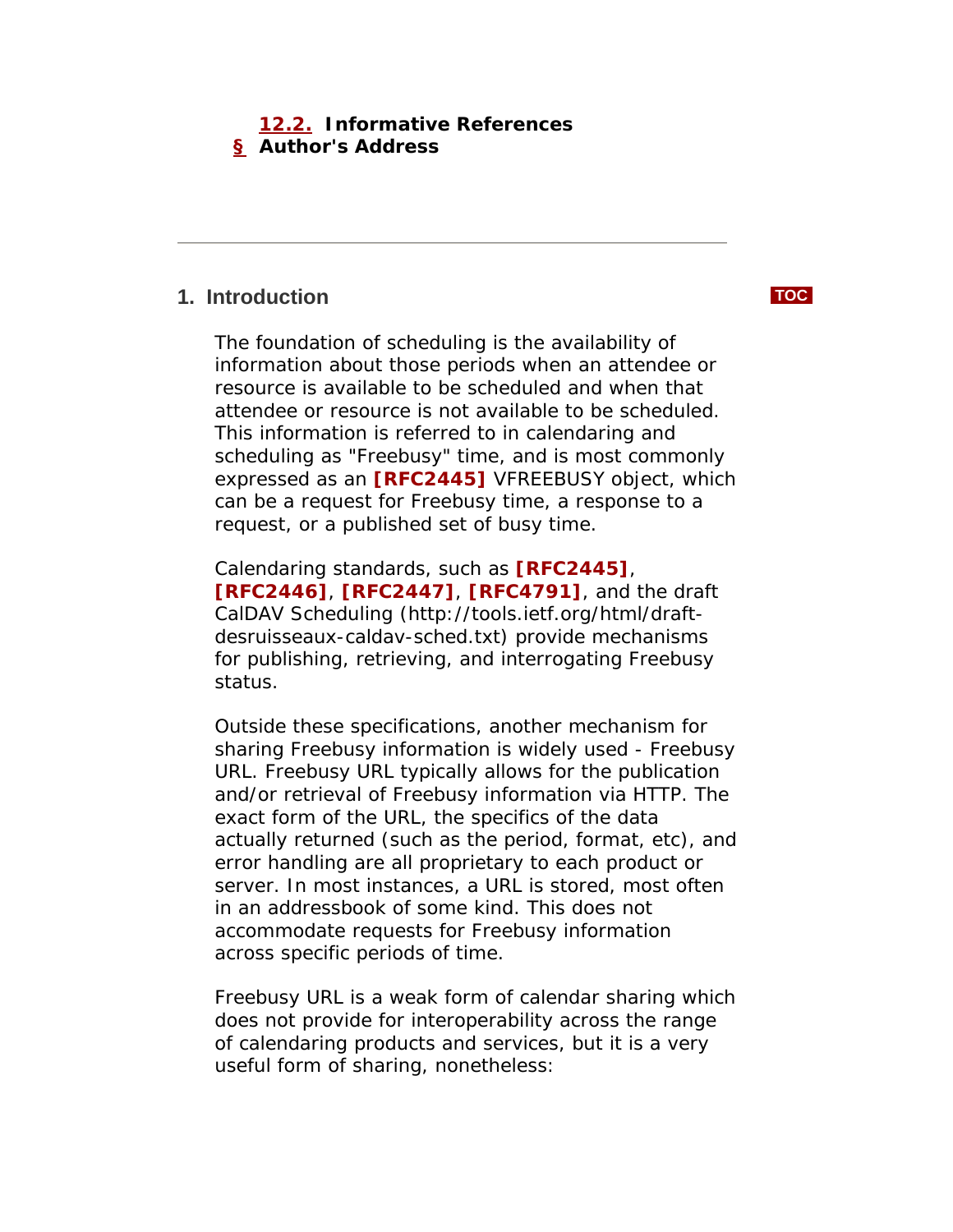12.2. Informative References
§ Author's Address

---

## 1. Introduction

The foundation of scheduling is the availability of information about those periods when an attendee or resource is available to be scheduled and when that attendee or resource is not available to be scheduled. This information is referred to in calendaring and scheduling as "Freebusy" time, and is most commonly expressed as an **[RFC2445]** VFREEBUSY object, which can be a request for Freebusy time, a response to a request, or a published set of busy time.

Calendaring standards, such as **[RFC2445]**, **[RFC2446]**, **[RFC2447]**, **[RFC4791]**, and the draft CalDAV Scheduling (http://tools.ietf.org/html/draft-desruisseaux-caldav-sched.txt) provide mechanisms for publishing, retrieving, and interrogating Freebusy status.

Outside these specifications, another mechanism for sharing Freebusy information is widely used - Freebusy URL. Freebusy URL typically allows for the publication and/or retrieval of Freebusy information via HTTP. The exact form of the URL, the specifics of the data actually returned (such as the period, format, etc), and error handling are all proprietary to each product or server. In most instances, a URL is stored, most often in an addressbook of some kind. This does not accommodate requests for Freebusy information across specific periods of time.

Freebusy URL is a weak form of calendar sharing which does not provide for interoperability across the range of calendaring products and services, but it is a very useful form of sharing, nonetheless: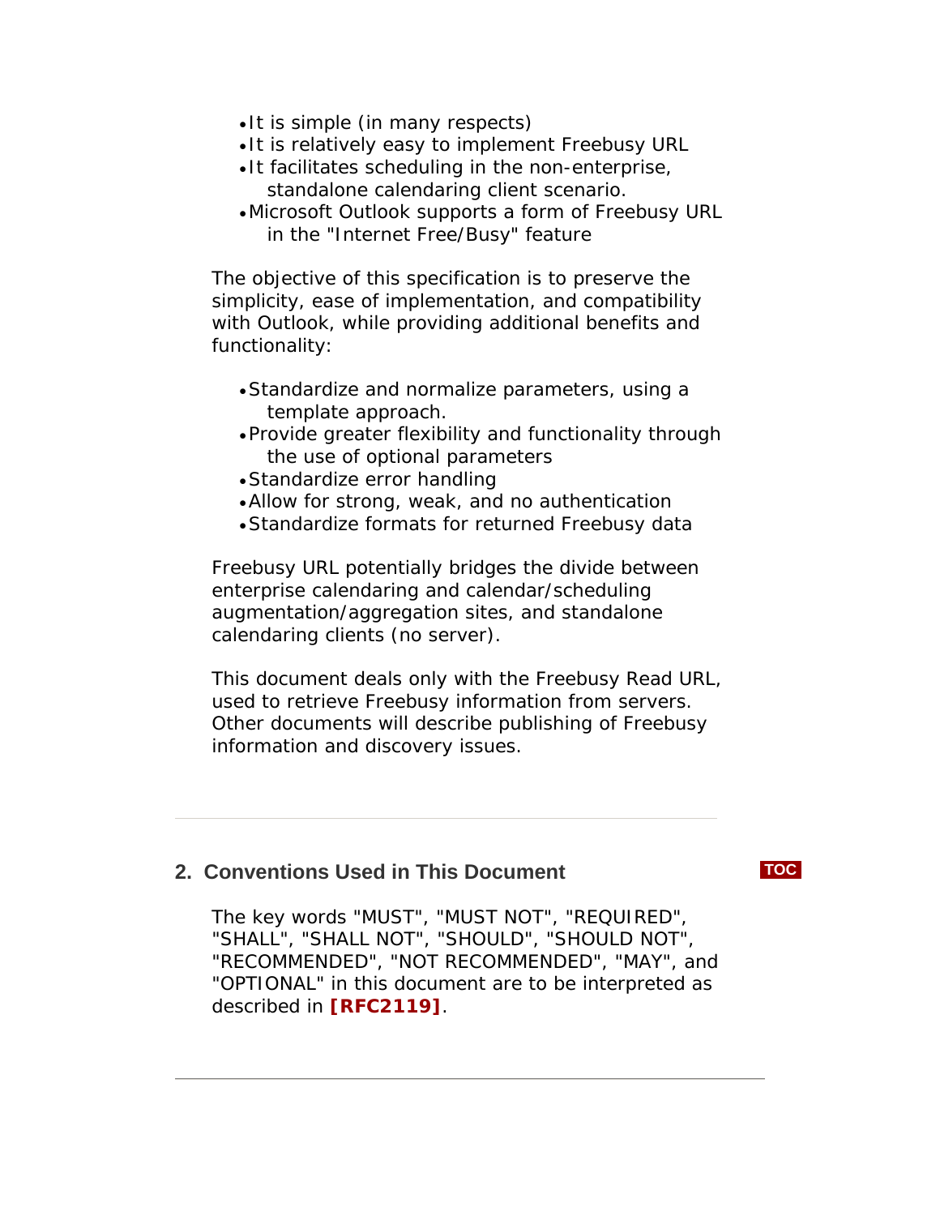- It is simple (in many respects)
- It is relatively easy to implement Freebusy URL
- It facilitates scheduling in the non-enterprise, standalone calendaring client scenario.
- Microsoft Outlook supports a form of Freebusy URL in the "Internet Free/Busy" feature

The objective of this specification is to preserve the simplicity, ease of implementation, and compatibility with Outlook, while providing additional benefits and functionality:

- Standardize and normalize parameters, using a template approach.
- Provide greater flexibility and functionality through the use of optional parameters
- Standardize error handling
- Allow for strong, weak, and no authentication
- Standardize formats for returned Freebusy data

Freebusy URL potentially bridges the divide between enterprise calendaring and calendar/scheduling augmentation/aggregation sites, and standalone calendaring clients (no server).

This document deals only with the Freebusy Read URL, used to retrieve Freebusy information from servers. Other documents will describe publishing of Freebusy information and discovery issues.

---

## 2. Conventions Used in This Document

The key words "MUST", "MUST NOT", "REQUIRED", "SHALL", "SHALL NOT", "SHOULD", "SHOULD NOT", "RECOMMENDED", "NOT RECOMMENDED", "MAY", and "OPTIONAL" in this document are to be interpreted as described in **[RFC2119]**.

---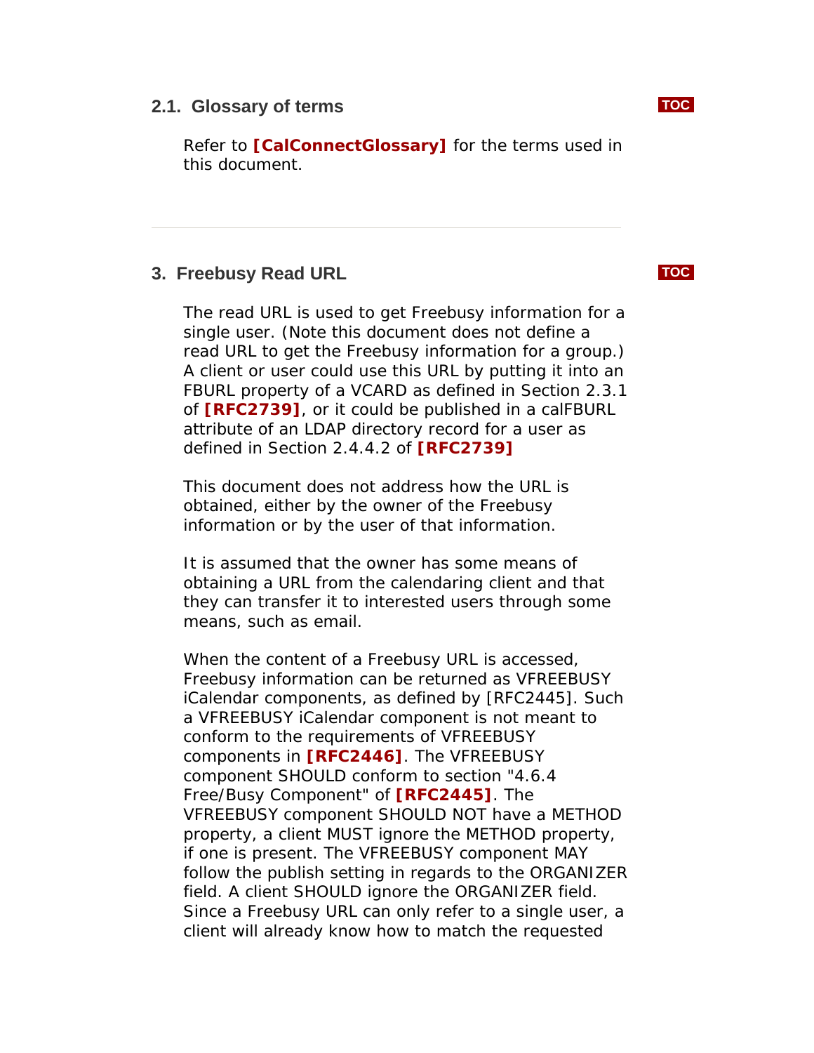### 2.1. Glossary of terms

Refer to **[CalConnectGlossary]** for the terms used in this document.

---

## 3. Freebusy Read URL

The read URL is used to get Freebusy information for a single user. (Note this document does not define a read URL to get the Freebusy information for a group.) A client or user could use this URL by putting it into an FBURL property of a VCARD as defined in Section 2.3.1 of **[RFC2739]**, or it could be published in a calFBURL attribute of an LDAP directory record for a user as defined in Section 2.4.4.2 of **[RFC2739]**

This document does not address how the URL is obtained, either by the owner of the Freebusy information or by the user of that information.

It is assumed that the owner has some means of obtaining a URL from the calendaring client and that they can transfer it to interested users through some means, such as email.

When the content of a Freebusy URL is accessed, Freebusy information can be returned as VFREEBUSY iCalendar components, as defined by [RFC2445]. Such a VFREEBUSY iCalendar component is not meant to conform to the requirements of VFREEBUSY components in **[RFC2446]**. The VFREEBUSY component SHOULD conform to section "4.6.4 Free/Busy Component" of **[RFC2445]**. The VFREEBUSY component SHOULD NOT have a METHOD property, a client MUST ignore the METHOD property, if one is present. The VFREEBUSY component MAY follow the publish setting in regards to the ORGANIZER field. A client SHOULD ignore the ORGANIZER field. Since a Freebusy URL can only refer to a single user, a client will already know how to match the requested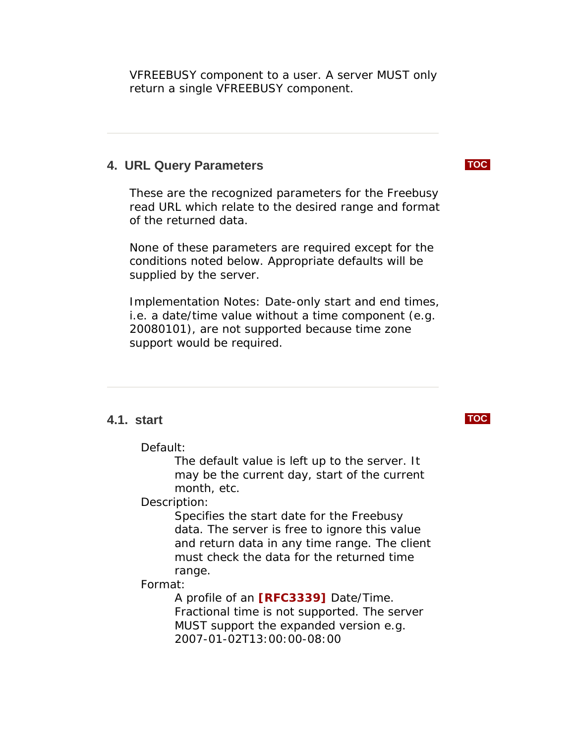VFREEBUSY component to a user. A server MUST only return a single VFREEBUSY component.

## 4. URL Query Parameters

These are the recognized parameters for the Freebusy read URL which relate to the desired range and format of the returned data.

None of these parameters are required except for the conditions noted below. Appropriate defaults will be supplied by the server.

Implementation Notes: Date-only start and end times, i.e. a date/time value without a time component (e.g. 20080101), are not supported because time zone support would be required.

### 4.1. start

Default:
: The default value is left up to the server. It may be the current day, start of the current month, etc.

Description:
: Specifies the start date for the Freebusy data. The server is free to ignore this value and return data in any time range. The client must check the data for the returned time range.

Format:
: A profile of an **[RFC3339]** Date/Time. Fractional time is not supported. The server MUST support the expanded version e.g. 2007-01-02T13:00:00-08:00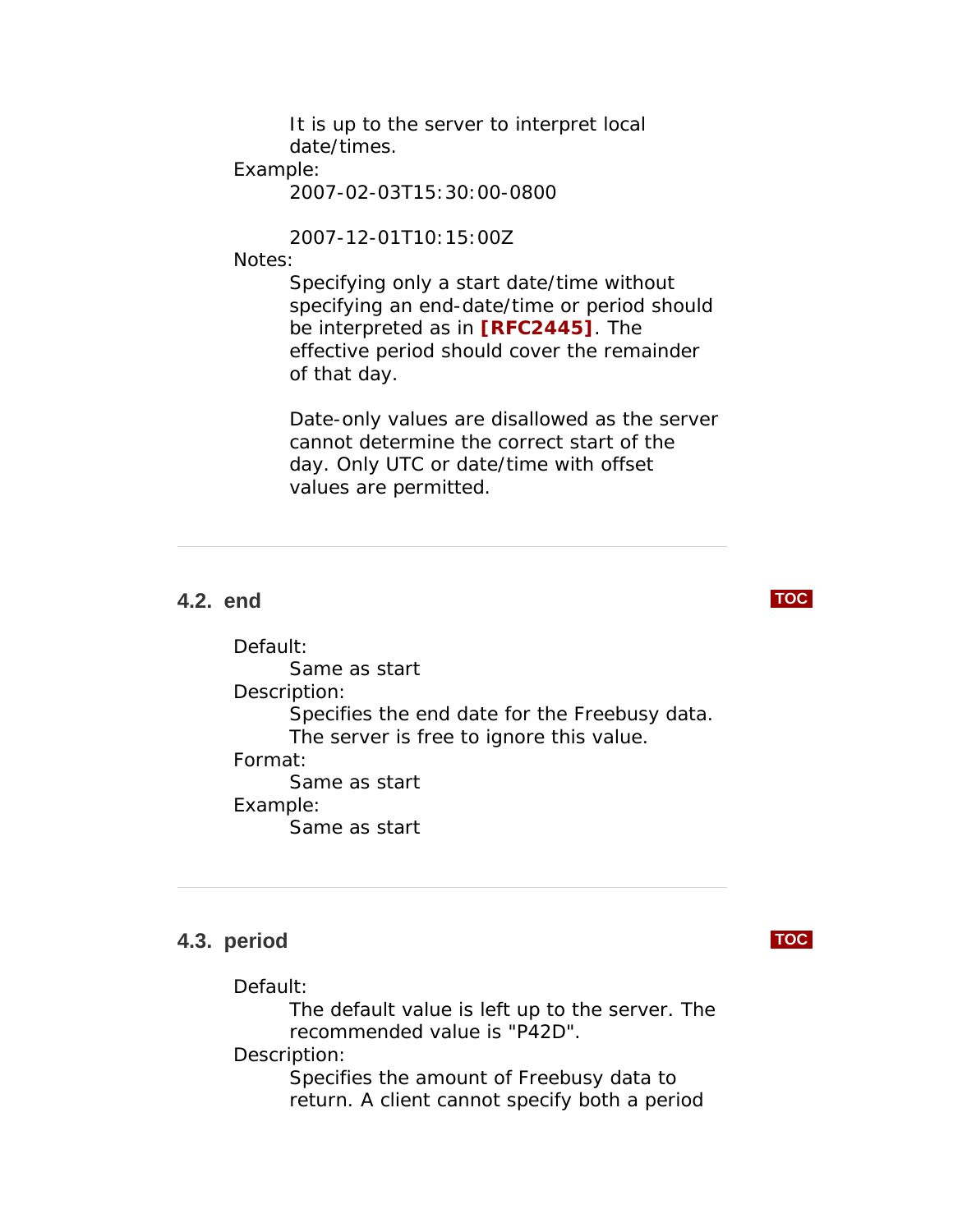It is up to the server to interpret local date/times.

Example:

2007-02-03T15:30:00-0800

2007-12-01T10:15:00Z

Notes:

Specifying only a start date/time without specifying an end-date/time or period should be interpreted as in **[RFC2445]**. The effective period should cover the remainder of that day.

Date-only values are disallowed as the server cannot determine the correct start of the day. Only UTC or date/time with offset values are permitted.

---

## 4.2. end

Default:

Same as start

Description:

Specifies the end date for the Freebusy data. The server is free to ignore this value.

Format:

Same as start

Example:

Same as start

---

## 4.3. period

Default:

The default value is left up to the server. The recommended value is "P42D".

Description:

Specifies the amount of Freebusy data to return. A client cannot specify both a period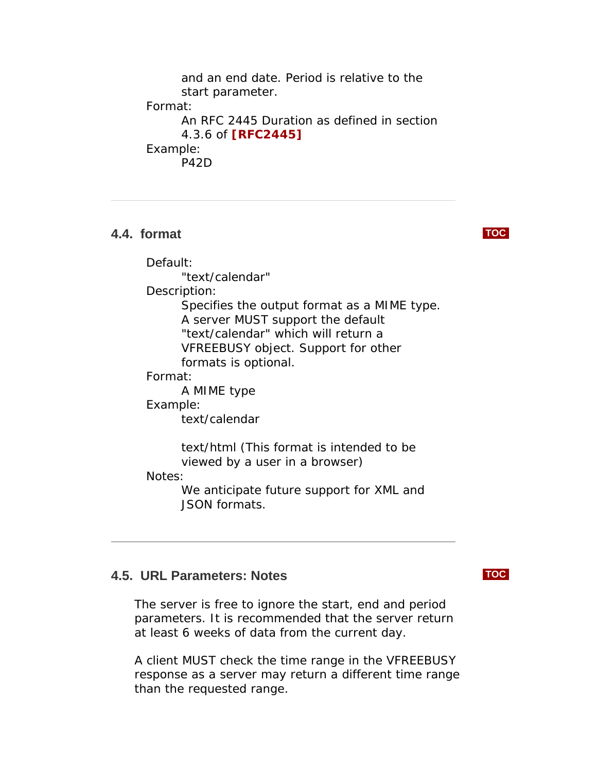and an end date. Period is relative to the start parameter.

Format:
: An RFC 2445 Duration as defined in section 4.3.6 of **[RFC2445]**

Example:
: P42D

---

## 4.4. format

Default:
: "text/calendar"

Description:
: Specifies the output format as a MIME type. A server MUST support the default "text/calendar" which will return a VFREEBUSY object. Support for other formats is optional.

Format:
: A MIME type

Example:
: text/calendar

  text/html (This format is intended to be viewed by a user in a browser)

Notes:
: We anticipate future support for XML and JSON formats.

---

## 4.5. URL Parameters: Notes

The server is free to ignore the start, end and period parameters. It is recommended that the server return at least 6 weeks of data from the current day.

A client MUST check the time range in the VFREEBUSY response as a server may return a different time range than the requested range.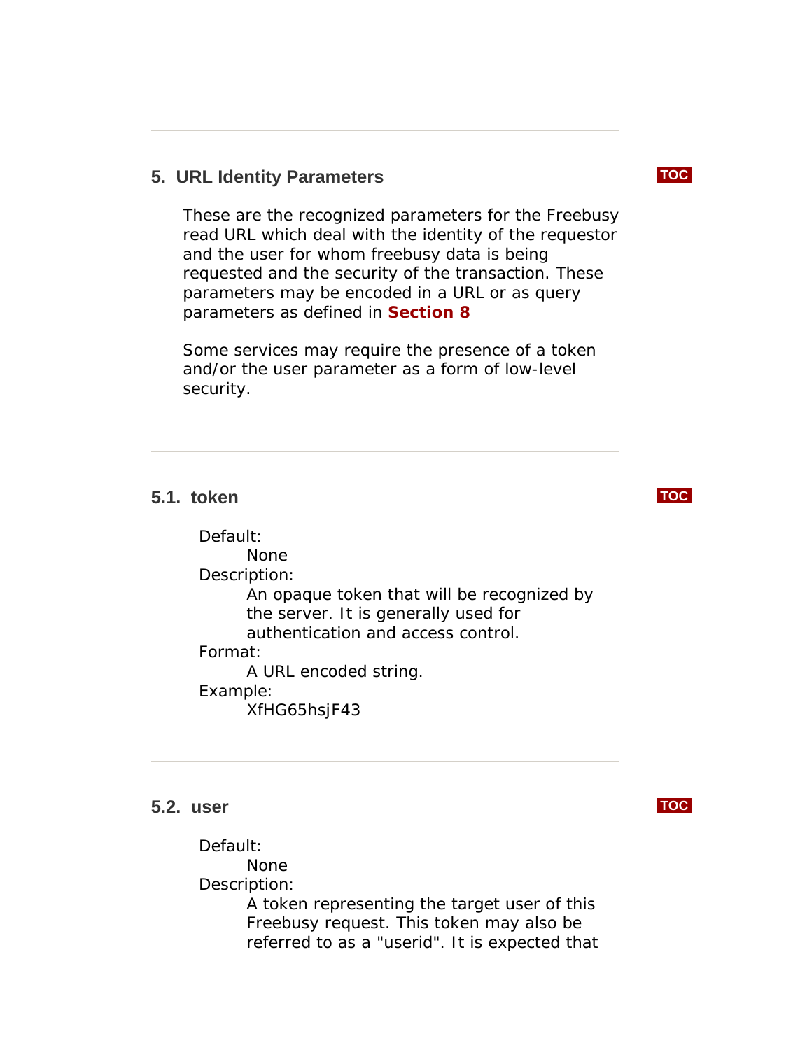## 5. URL Identity Parameters

These are the recognized parameters for the Freebusy read URL which deal with the identity of the requestor and the user for whom freebusy data is being requested and the security of the transaction. These parameters may be encoded in a URL or as query parameters as defined in **Section 8**

Some services may require the presence of a token and/or the user parameter as a form of low-level security.

---

### 5.1. token

Default:
: None

Description:
: An opaque token that will be recognized by the server. It is generally used for authentication and access control.

Format:
: A URL encoded string.

Example:
: XfHG65hsjF43

---

### 5.2. user

Default:
: None

Description:
: A token representing the target user of this Freebusy request. This token may also be referred to as a "userid". It is expected that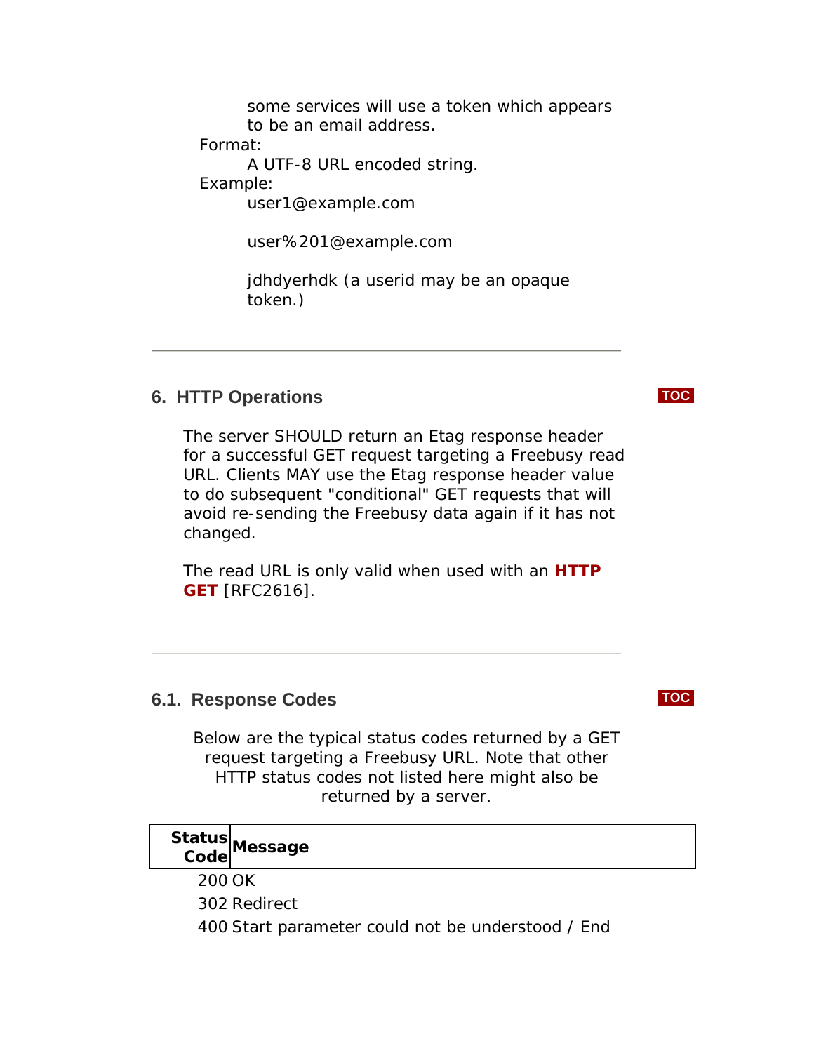some services will use a token which appears to be an email address.

Format:

A UTF-8 URL encoded string.

Example:

user1@example.com

user%201@example.com

jdhdyerhdk (a userid may be an opaque token.)

---

## 6. HTTP Operations

The server SHOULD return an Etag response header for a successful GET request targeting a Freebusy read URL. Clients MAY use the Etag response header value to do subsequent "conditional" GET requests that will avoid re-sending the Freebusy data again if it has not changed.

The read URL is only valid when used with an **HTTP GET** [RFC2616].

---

### 6.1. Response Codes

Below are the typical status codes returned by a GET request targeting a Freebusy URL. Note that other HTTP status codes not listed here might also be returned by a server.

| Status Code | Message |
|---|---|
| 200 | OK |
| 302 | Redirect |
| 400 | Start parameter could not be understood / End |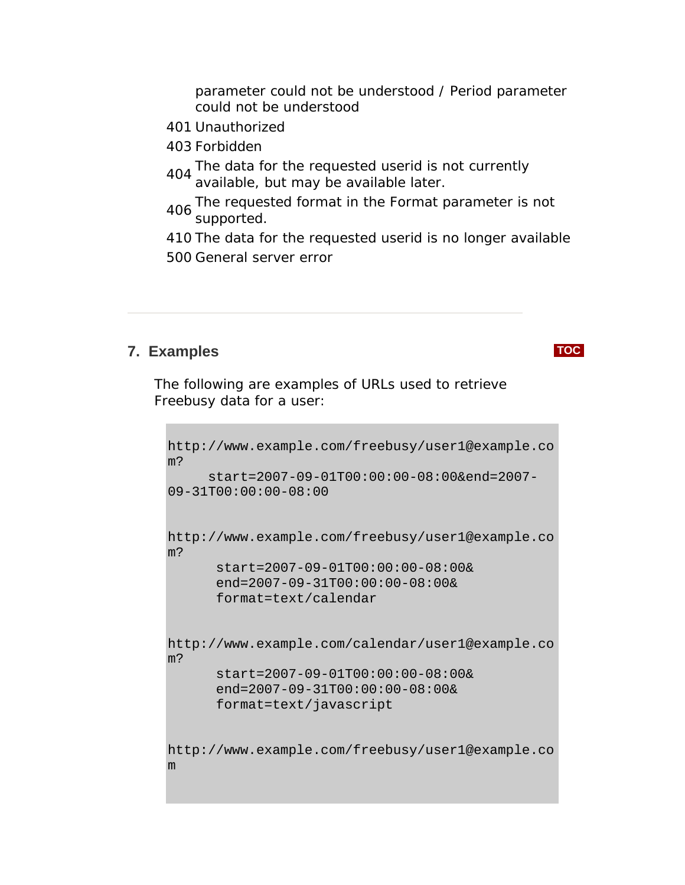| | |
|---|---|
| | parameter could not be understood / Period parameter could not be understood |
| 401 | Unauthorized |
| 403 | Forbidden |
| 404 | The data for the requested userid is not currently available, but may be available later. |
| 406 | The requested format in the Format parameter is not supported. |
| 410 | The data for the requested userid is no longer available |
| 500 | General server error |

---

## 7. Examples

The following are examples of URLs used to retrieve Freebusy data for a user:

```
http://www.example.com/freebusy/user1@example.com?
     start=2007-09-01T00:00:00-08:00&end=2007-09-31T00:00:00-08:00


http://www.example.com/freebusy/user1@example.com?
      start=2007-09-01T00:00:00-08:00&
      end=2007-09-31T00:00:00-08:00&
      format=text/calendar


http://www.example.com/calendar/user1@example.com?
      start=2007-09-01T00:00:00-08:00&
      end=2007-09-31T00:00:00-08:00&
      format=text/javascript


http://www.example.com/freebusy/user1@example.com
```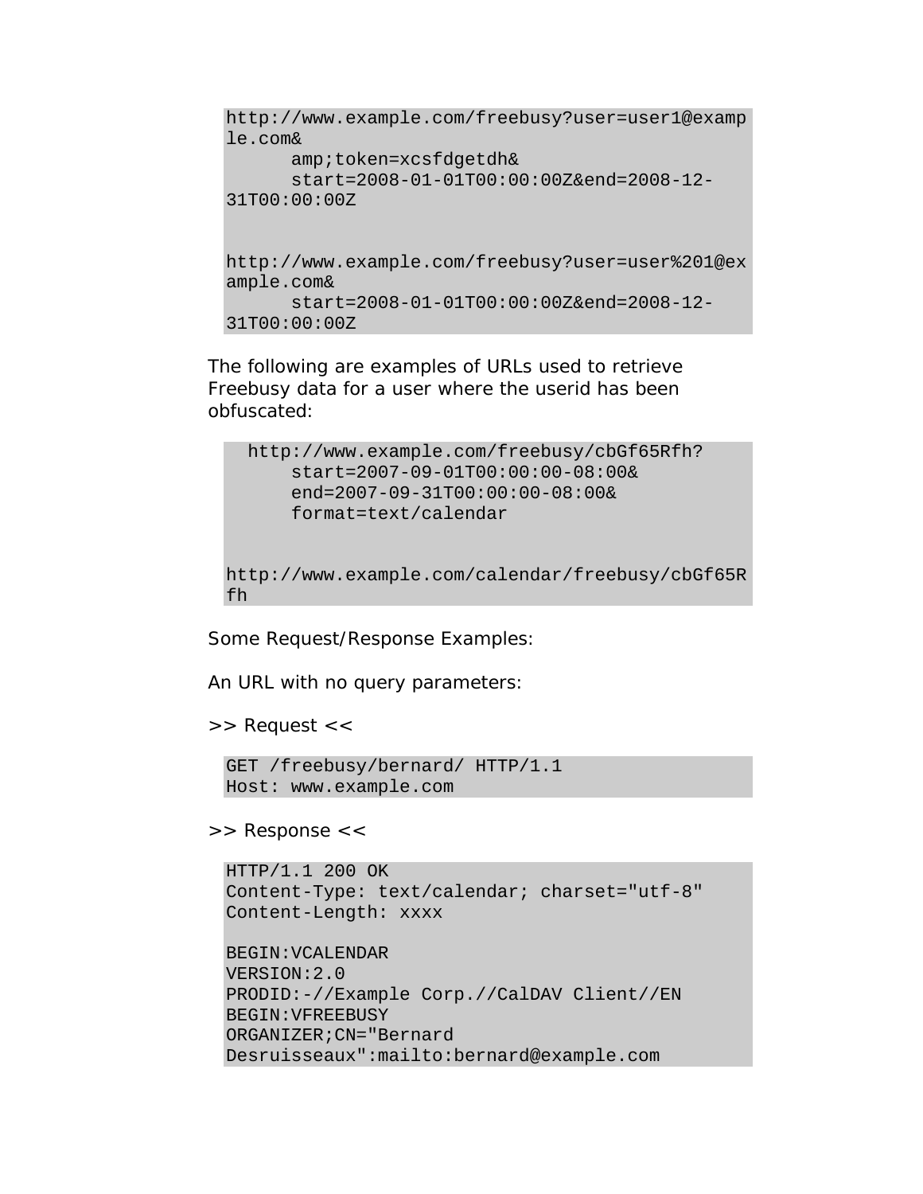```
http://www.example.com/freebusy?user=user1@examp
le.com&
      amp;token=xcsfdgetdh&
      start=2008-01-01T00:00:00Z&end=2008-12-
31T00:00:00Z


http://www.example.com/freebusy?user=user%201@ex
ample.com&
      start=2008-01-01T00:00:00Z&end=2008-12-
31T00:00:00Z
```

The following are examples of URLs used to retrieve Freebusy data for a user where the userid has been obfuscated:

```
  http://www.example.com/freebusy/cbGf65Rfh?
      start=2007-09-01T00:00:00-08:00&
      end=2007-09-31T00:00:00-08:00&
      format=text/calendar


http://www.example.com/calendar/freebusy/cbGf65R
fh
```

Some Request/Response Examples:

An URL with no query parameters:

>> Request <<

```
GET /freebusy/bernard/ HTTP/1.1
Host: www.example.com
```

>> Response <<

```
HTTP/1.1 200 OK
Content-Type: text/calendar; charset="utf-8"
Content-Length: xxxx

BEGIN:VCALENDAR
VERSION:2.0
PRODID:-//Example Corp.//CalDAV Client//EN
BEGIN:VFREEBUSY
ORGANIZER;CN="Bernard
Desruisseaux":mailto:bernard@example.com
```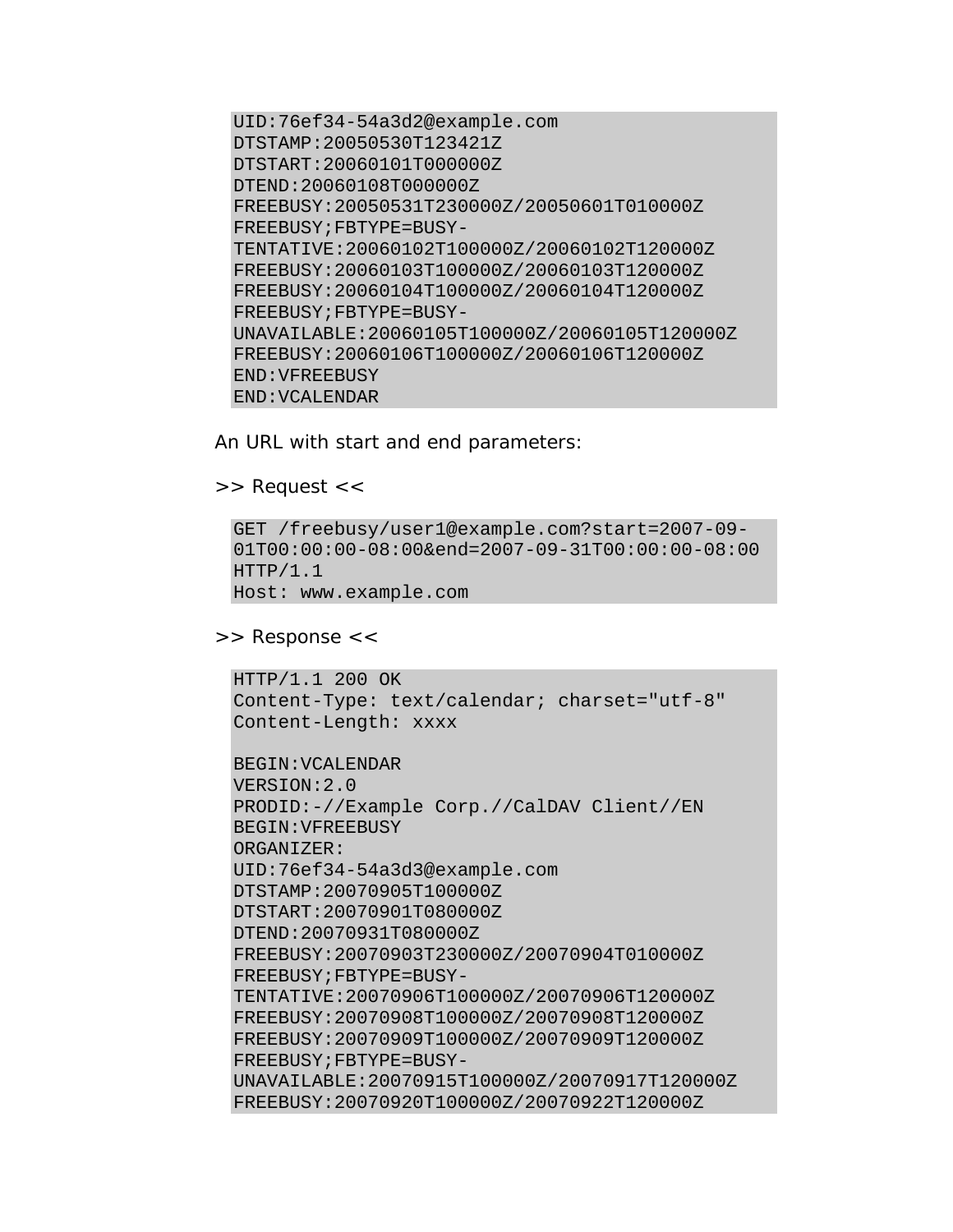```
UID:76ef34-54a3d2@example.com
DTSTAMP:20050530T123421Z
DTSTART:20060101T000000Z
DTEND:20060108T000000Z
FREEBUSY:20050531T230000Z/20050601T010000Z
FREEBUSY;FBTYPE=BUSY-
TENTATIVE:20060102T100000Z/20060102T120000Z
FREEBUSY:20060103T100000Z/20060103T120000Z
FREEBUSY:20060104T100000Z/20060104T120000Z
FREEBUSY;FBTYPE=BUSY-
UNAVAILABLE:20060105T100000Z/20060105T120000Z
FREEBUSY:20060106T100000Z/20060106T120000Z
END:VFREEBUSY
END:VCALENDAR
```

An URL with start and end parameters:

>> Request <<

```
GET /freebusy/user1@example.com?start=2007-09-
01T00:00:00-08:00&end=2007-09-31T00:00:00-08:00
HTTP/1.1
Host: www.example.com
```

>> Response <<

```
HTTP/1.1 200 OK
Content-Type: text/calendar; charset="utf-8"
Content-Length: xxxx

BEGIN:VCALENDAR
VERSION:2.0
PRODID:-//Example Corp.//CalDAV Client//EN
BEGIN:VFREEBUSY
ORGANIZER:
UID:76ef34-54a3d3@example.com
DTSTAMP:20070905T100000Z
DTSTART:20070901T080000Z
DTEND:20070931T080000Z
FREEBUSY:20070903T230000Z/20070904T010000Z
FREEBUSY;FBTYPE=BUSY-
TENTATIVE:20070906T100000Z/20070906T120000Z
FREEBUSY:20070908T100000Z/20070908T120000Z
FREEBUSY:20070909T100000Z/20070909T120000Z
FREEBUSY;FBTYPE=BUSY-
UNAVAILABLE:20070915T100000Z/20070917T120000Z
FREEBUSY:20070920T100000Z/20070922T120000Z
```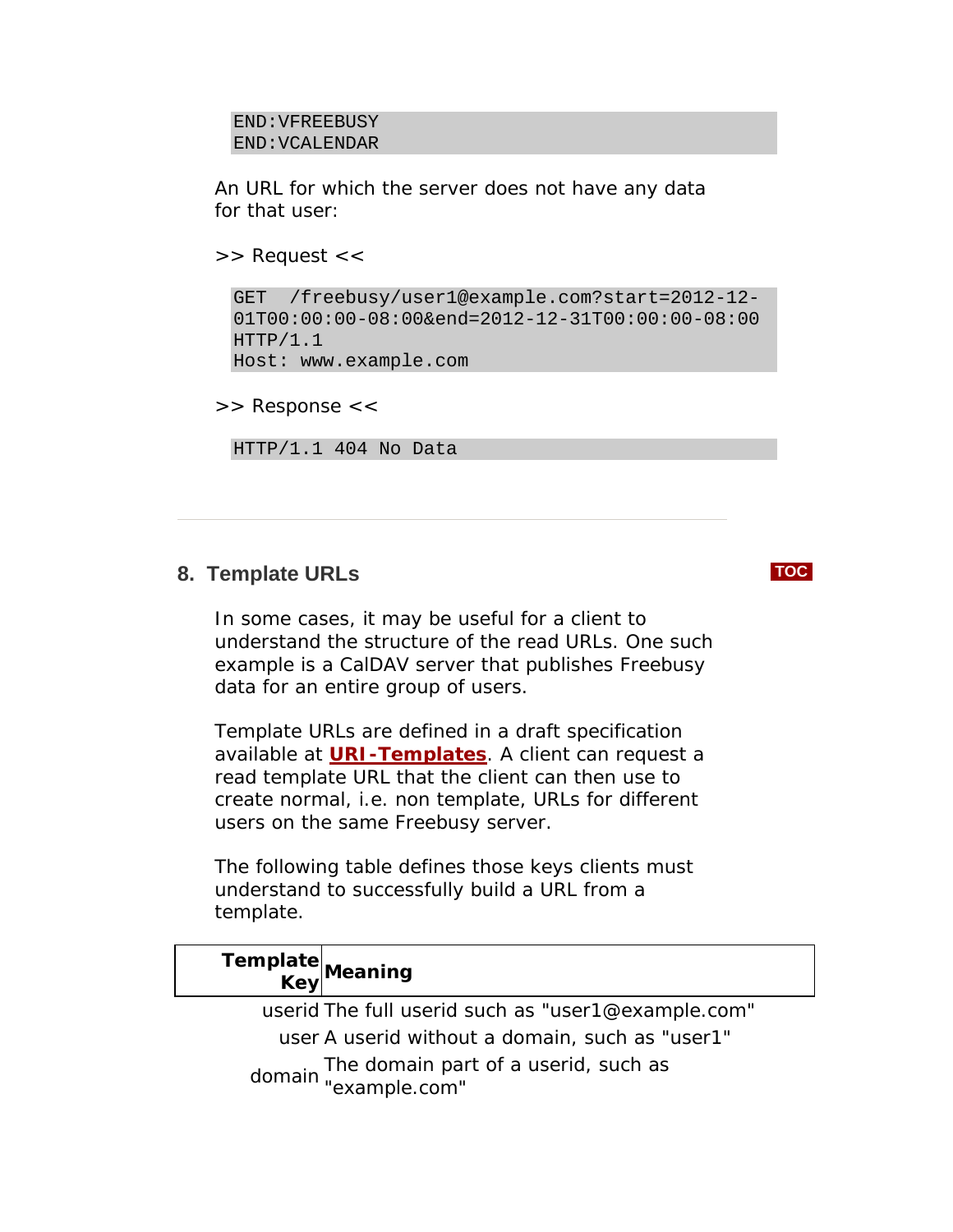```
END:VFREEBUSY
END:VCALENDAR
```

An URL for which the server does not have any data for that user:

>> Request <<

```
GET  /freebusy/user1@example.com?start=2012-12-01T00:00:00-08:00&end=2012-12-31T00:00:00-08:00
HTTP/1.1
Host: www.example.com
```

>> Response <<

```
HTTP/1.1 404 No Data
```

---

## 8. Template URLs

In some cases, it may be useful for a client to understand the structure of the read URLs. One such example is a CalDAV server that publishes Freebusy data for an entire group of users.

Template URLs are defined in a draft specification available at **URI-Templates**. A client can request a read template URL that the client can then use to create normal, i.e. non template, URLs for different users on the same Freebusy server.

The following table defines those keys clients must understand to successfully build a URL from a template.

| Template Key | Meaning |
|---|---|
| userid | The full userid such as "user1@example.com" |
| user | A userid without a domain, such as "user1" |
| domain | The domain part of a userid, such as "example.com" |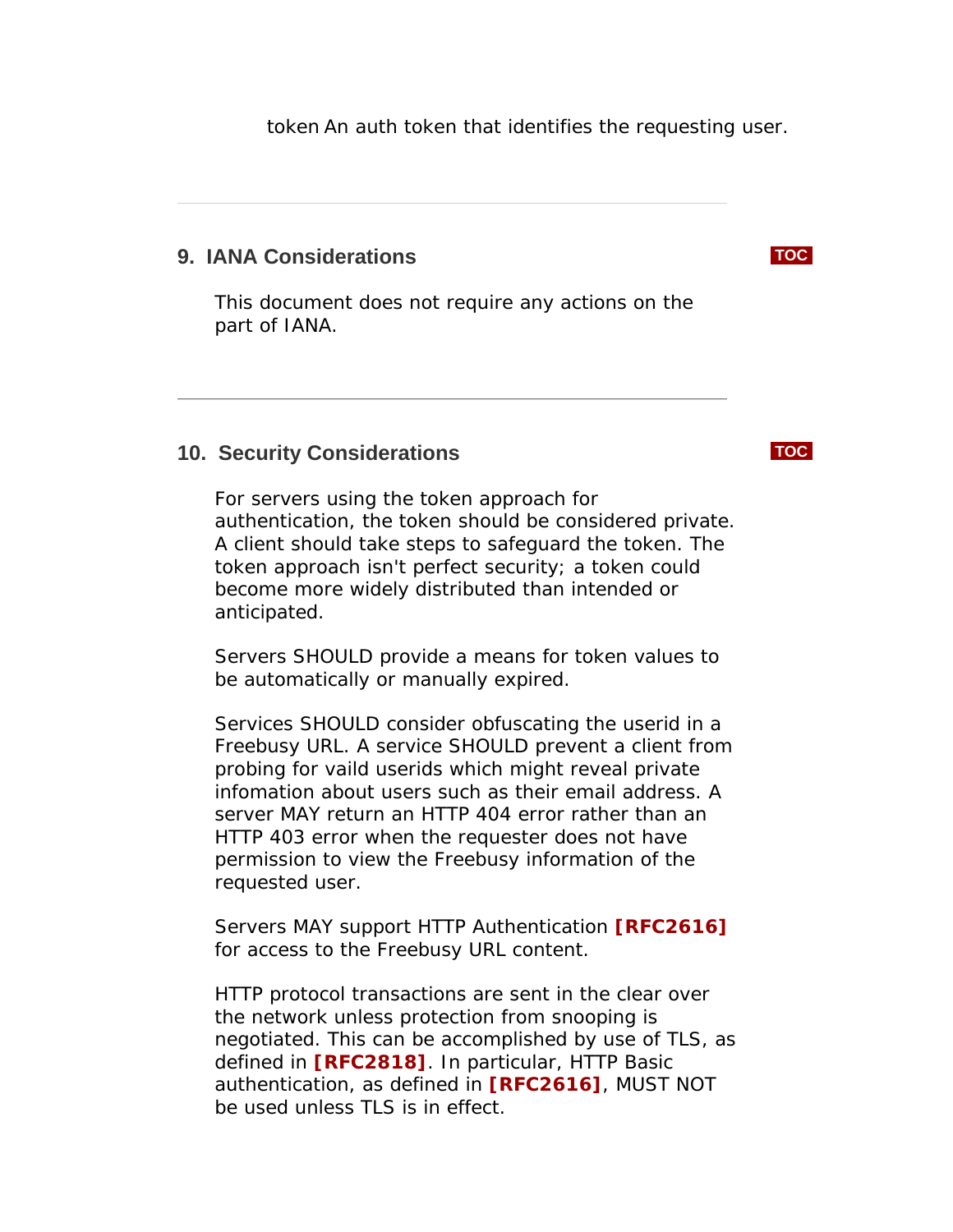token An auth token that identifies the requesting user.

## 9. IANA Considerations

This document does not require any actions on the part of IANA.

## 10. Security Considerations

For servers using the token approach for authentication, the token should be considered private. A client should take steps to safeguard the token. The token approach isn't perfect security; a token could become more widely distributed than intended or anticipated.

Servers SHOULD provide a means for token values to be automatically or manually expired.

Services SHOULD consider obfuscating the userid in a Freebusy URL. A service SHOULD prevent a client from probing for vaild userids which might reveal private infomation about users such as their email address. A server MAY return an HTTP 404 error rather than an HTTP 403 error when the requester does not have permission to view the Freebusy information of the requested user.

Servers MAY support HTTP Authentication **[RFC2616]** for access to the Freebusy URL content.

HTTP protocol transactions are sent in the clear over the network unless protection from snooping is negotiated. This can be accomplished by use of TLS, as defined in **[RFC2818]**. In particular, HTTP Basic authentication, as defined in **[RFC2616]**, MUST NOT be used unless TLS is in effect.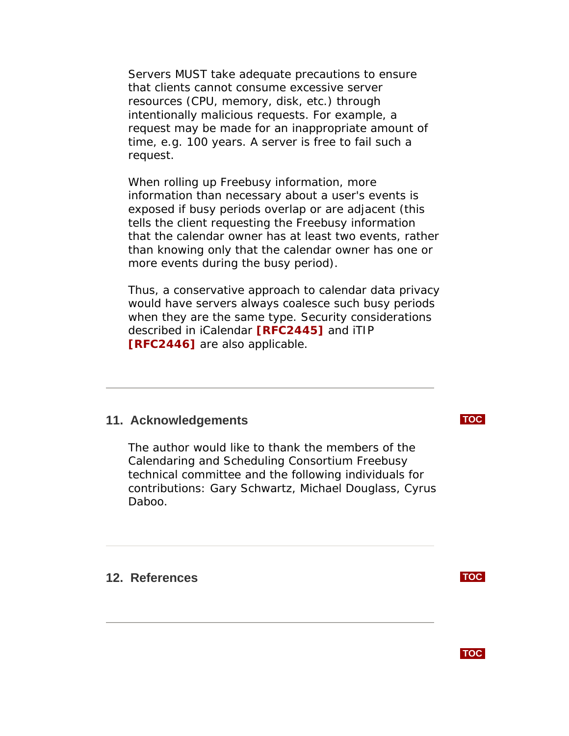Servers MUST take adequate precautions to ensure that clients cannot consume excessive server resources (CPU, memory, disk, etc.) through intentionally malicious requests. For example, a request may be made for an inappropriate amount of time, e.g. 100 years. A server is free to fail such a request.

When rolling up Freebusy information, more information than necessary about a user's events is exposed if busy periods overlap or are adjacent (this tells the client requesting the Freebusy information that the calendar owner has at least two events, rather than knowing only that the calendar owner has one or more events during the busy period).

Thus, a conservative approach to calendar data privacy would have servers always coalesce such busy periods when they are the same type. Security considerations described in iCalendar **[RFC2445]** and iTIP **[RFC2446]** are also applicable.

## 11. Acknowledgements

The author would like to thank the members of the Calendaring and Scheduling Consortium Freebusy technical committee and the following individuals for contributions: Gary Schwartz, Michael Douglass, Cyrus Daboo.

## 12. References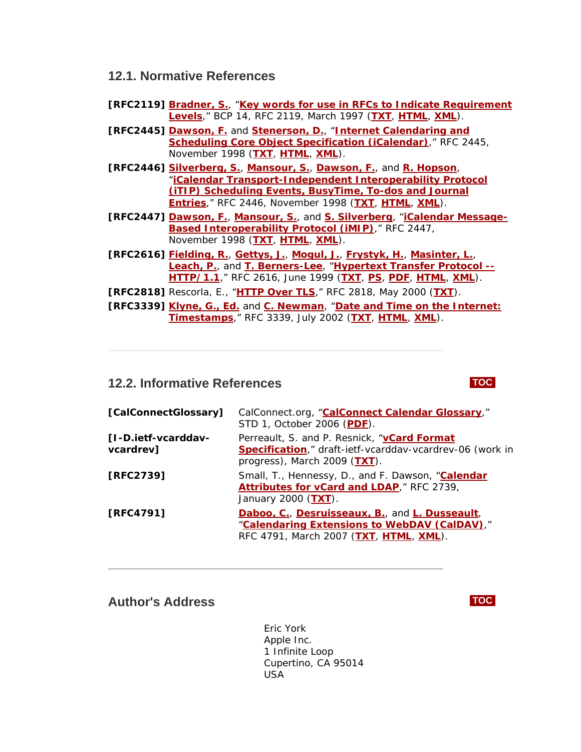### 12.1. Normative References

**[RFC2119]** **Bradner, S.**, "**Key words for use in RFCs to Indicate Requirement Levels**," BCP 14, RFC 2119, March 1997 (**TXT**, **HTML**, **XML**).

**[RFC2445]** **Dawson, F.** and **Stenerson, D.**, "**Internet Calendaring and Scheduling Core Object Specification (iCalendar)**," RFC 2445, November 1998 (**TXT**, **HTML**, **XML**).

**[RFC2446]** **Silverberg, S.**, **Mansour, S.**, **Dawson, F.**, and **R. Hopson**, "**iCalendar Transport-Independent Interoperability Protocol (iTIP) Scheduling Events, BusyTime, To-dos and Journal Entries**," RFC 2446, November 1998 (**TXT**, **HTML**, **XML**).

**[RFC2447]** **Dawson, F.**, **Mansour, S.**, and **S. Silverberg**, "**iCalendar Message-Based Interoperability Protocol (iMIP)**," RFC 2447, November 1998 (**TXT**, **HTML**, **XML**).

**[RFC2616]** **Fielding, R.**, **Gettys, J.**, **Mogul, J.**, **Frystyk, H.**, **Masinter, L.**, **Leach, P.**, and **T. Berners-Lee**, "**Hypertext Transfer Protocol -- HTTP/1.1**," RFC 2616, June 1999 (**TXT**, **PS**, **PDF**, **HTML**, **XML**).

**[RFC2818]** Rescorla, E., "**HTTP Over TLS**," RFC 2818, May 2000 (**TXT**).

**[RFC3339]** **Klyne, G., Ed.** and **C. Newman**, "**Date and Time on the Internet: Timestamps**," RFC 3339, July 2002 (**TXT**, **HTML**, **XML**).

---

### 12.2. Informative References

**[CalConnectGlossary]** CalConnect.org, "**CalConnect Calendar Glossary**," STD 1, October 2006 (**PDF**).

**[I-D.ietf-vcarddav-vcardrev]** Perreault, S. and P. Resnick, "**vCard Format Specification**," draft-ietf-vcarddav-vcardrev-06 (work in progress), March 2009 (**TXT**).

**[RFC2739]** Small, T., Hennessy, D., and F. Dawson, "**Calendar Attributes for vCard and LDAP**," RFC 2739, January 2000 (**TXT**).

**[RFC4791]** **Daboo, C.**, **Desruisseaux, B.**, and **L. Dusseault**, "**Calendaring Extensions to WebDAV (CalDAV)**," RFC 4791, March 2007 (**TXT**, **HTML**, **XML**).

---

### Author's Address

Eric York
Apple Inc.
1 Infinite Loop
Cupertino, CA 95014
USA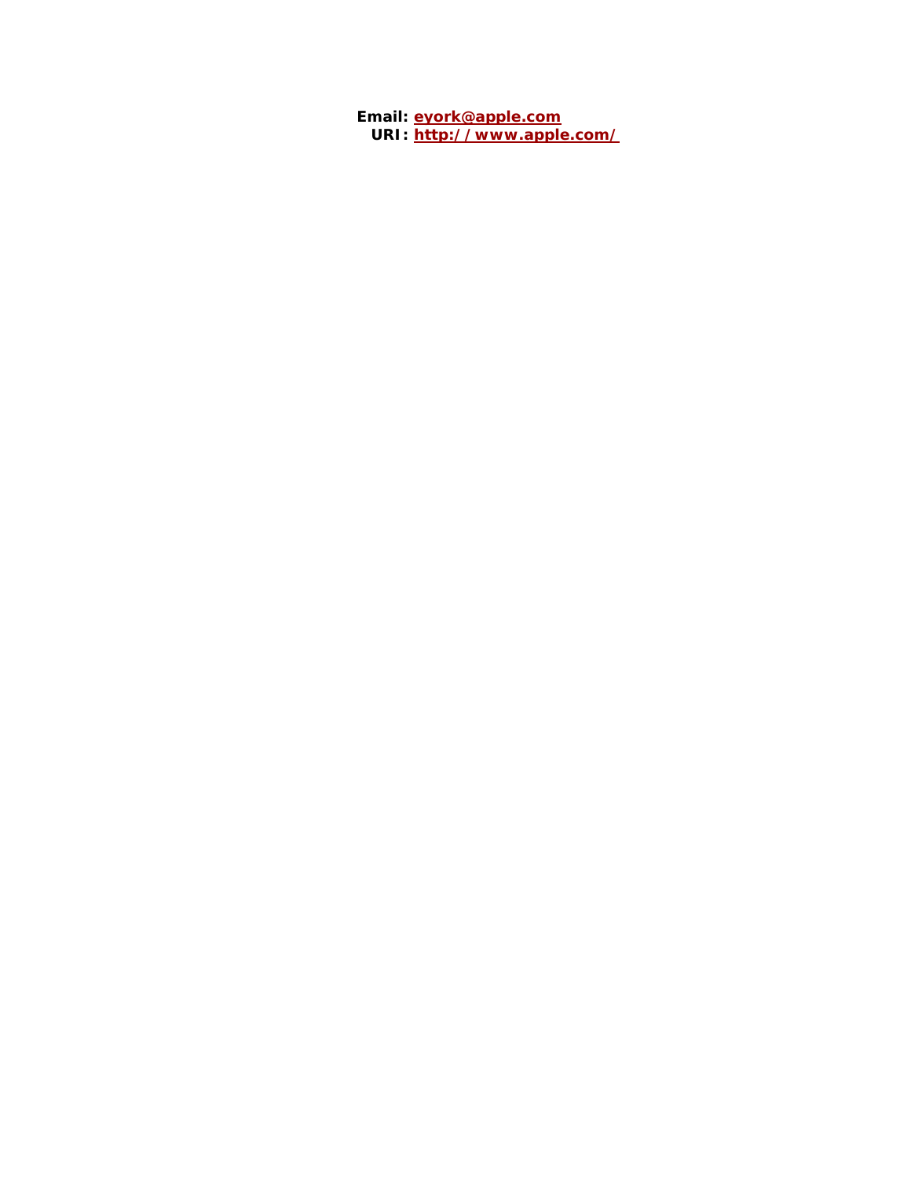**Email:** eyork@apple.com
**URI:** http://www.apple.com/